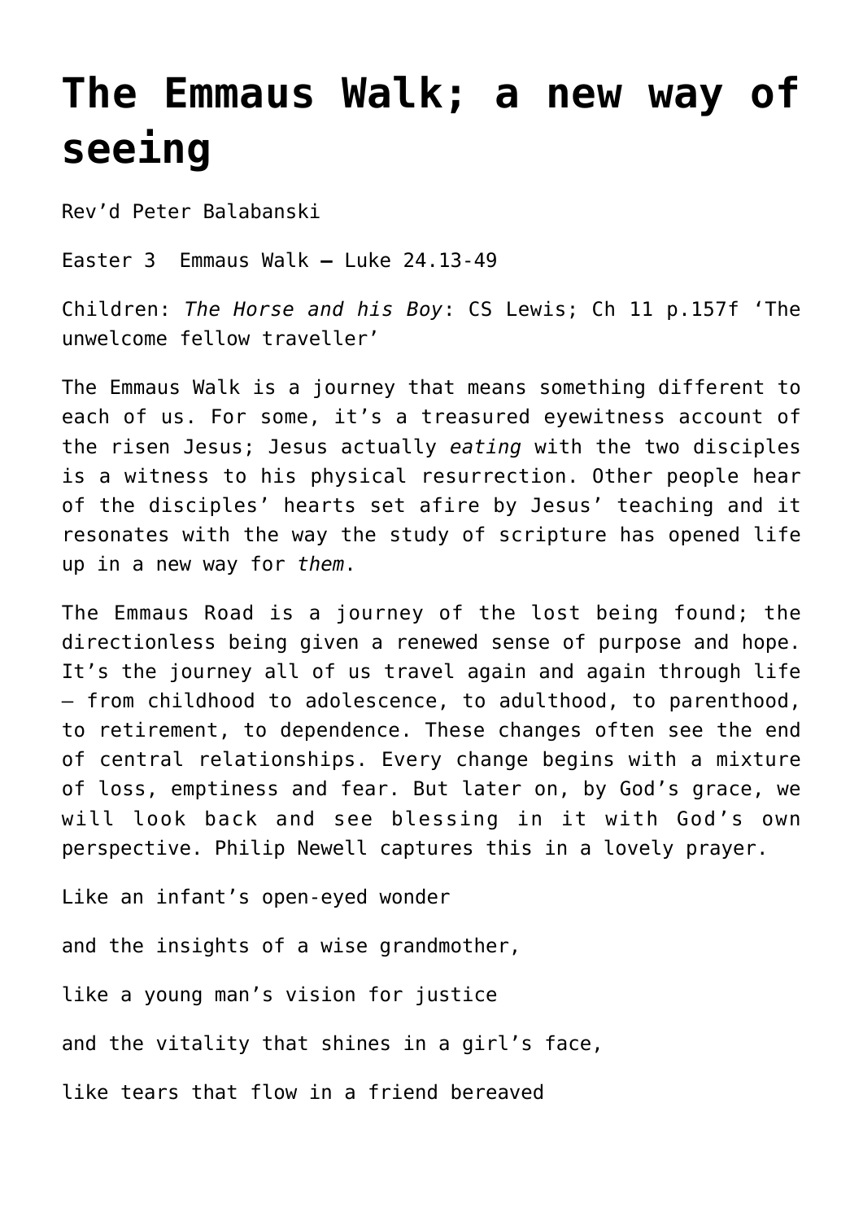# The Emmaus Walk; a new way of seeing

Rev'd Peter Balabanski

Easter 3 Emmaus Walk – Luke 24.13-49

Children: *The Horse and his Boy*: CS Lewis; Ch 11 p.157f 'The unwelcome fellow traveller'

The Emmaus Walk is a journey that means something different to each of us. For some, it's a treasured eyewitness account of the risen Jesus; Jesus actually *eating* with the two disciples is a witness to his physical resurrection. Other people hear of the disciples' hearts set afire by Jesus' teaching and it resonates with the way the study of scripture has opened life up in a new way for *them*.

The Emmaus Road is a journey of the lost being found; the directionless being given a renewed sense of purpose and hope. It's the journey all of us travel again and again through life – from childhood to adolescence, to adulthood, to parenthood, to retirement, to dependence. These changes often see the end of central relationships. Every change begins with a mixture of loss, emptiness and fear. But later on, by God's grace, we will look back and see blessing in it with God's own perspective. Philip Newell captures this in a lovely prayer.

Like an infant's open-eyed wonder

and the insights of a wise grandmother,

like a young man's vision for justice

and the vitality that shines in a girl's face,

like tears that flow in a friend bereaved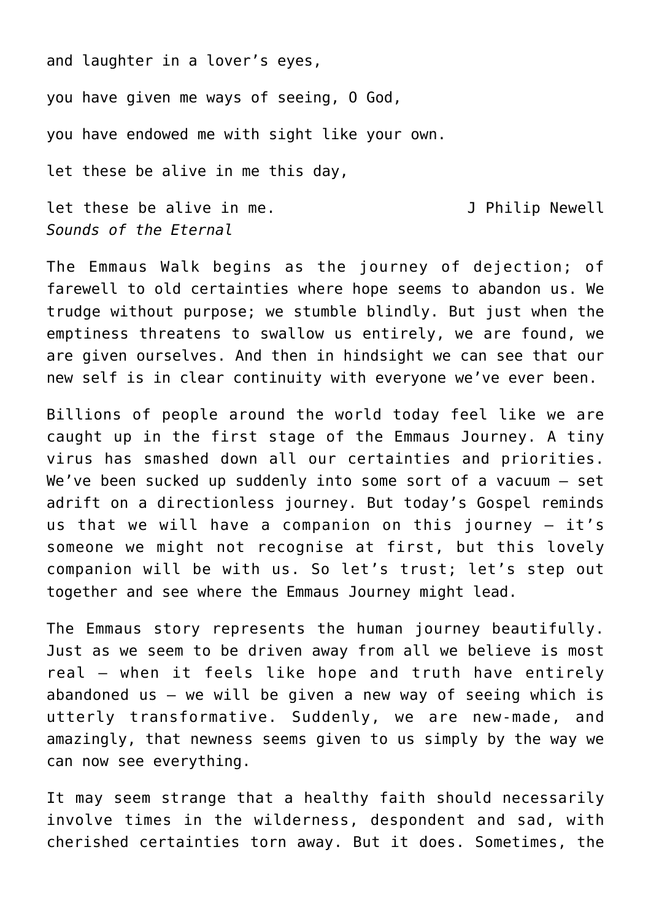and laughter in a lover's eyes,

you have given me ways of seeing, O God,

you have endowed me with sight like your own.

let these be alive in me this day,

let these be alive in me. J Philip Newell
*Sounds of the Eternal*

The Emmaus Walk begins as the journey of dejection; of farewell to old certainties where hope seems to abandon us. We trudge without purpose; we stumble blindly. But just when the emptiness threatens to swallow us entirely, we are found, we are given ourselves. And then in hindsight we can see that our new self is in clear continuity with everyone we've ever been.

Billions of people around the world today feel like we are caught up in the first stage of the Emmaus Journey. A tiny virus has smashed down all our certainties and priorities. We've been sucked up suddenly into some sort of a vacuum – set adrift on a directionless journey. But today's Gospel reminds us that we will have a companion on this journey – it's someone we might not recognise at first, but this lovely companion will be with us. So let's trust; let's step out together and see where the Emmaus Journey might lead.

The Emmaus story represents the human journey beautifully. Just as we seem to be driven away from all we believe is most real – when it feels like hope and truth have entirely abandoned us – we will be given a new way of seeing which is utterly transformative. Suddenly, we are new-made, and amazingly, that newness seems given to us simply by the way we can now see everything.

It may seem strange that a healthy faith should necessarily involve times in the wilderness, despondent and sad, with cherished certainties torn away. But it does. Sometimes, the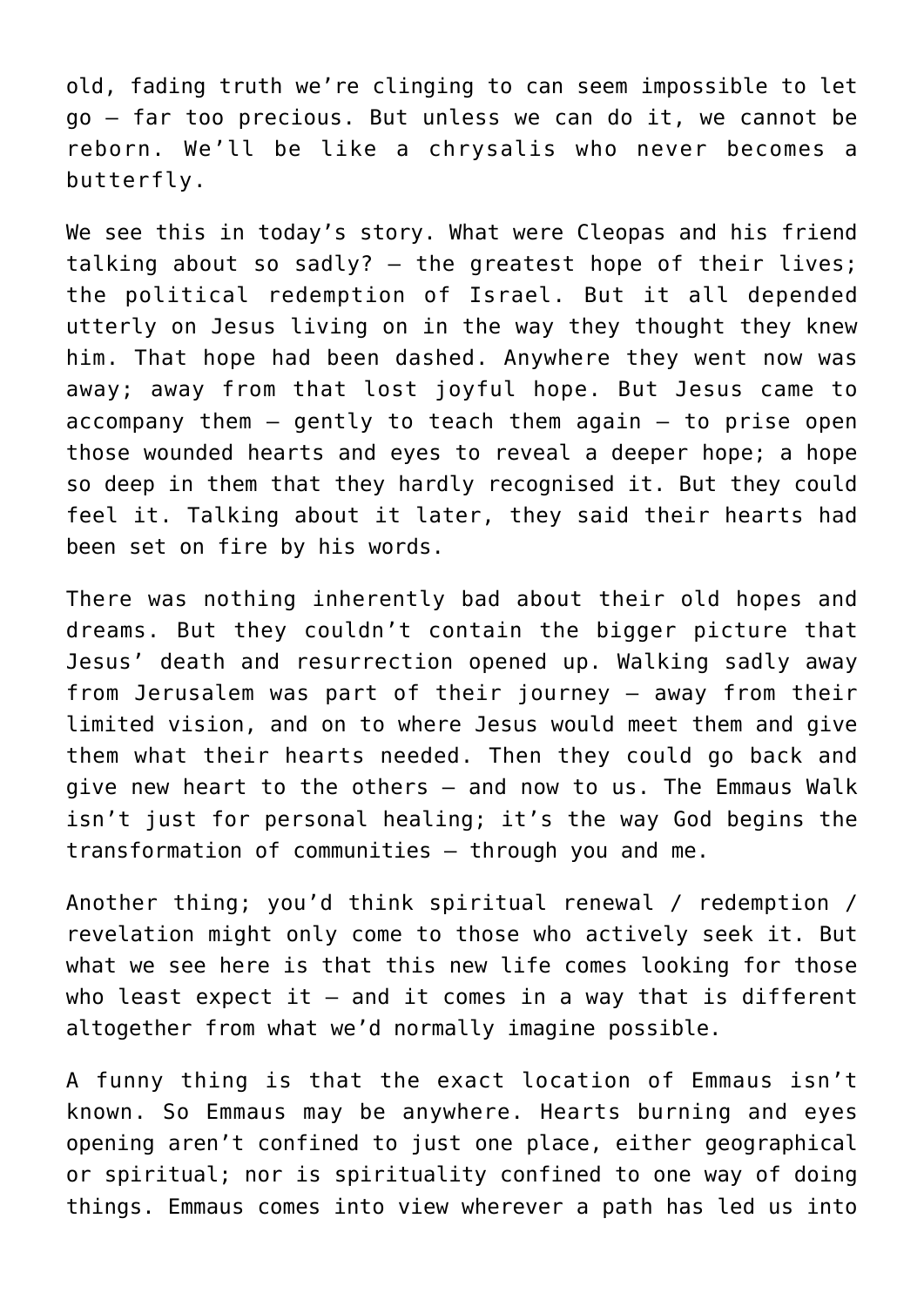old, fading truth we're clinging to can seem impossible to let go – far too precious. But unless we can do it, we cannot be reborn. We'll be like a chrysalis who never becomes a butterfly.

We see this in today's story. What were Cleopas and his friend talking about so sadly? – the greatest hope of their lives; the political redemption of Israel. But it all depended utterly on Jesus living on in the way they thought they knew him. That hope had been dashed. Anywhere they went now was away; away from that lost joyful hope. But Jesus came to accompany them – gently to teach them again – to prise open those wounded hearts and eyes to reveal a deeper hope; a hope so deep in them that they hardly recognised it. But they could feel it. Talking about it later, they said their hearts had been set on fire by his words.

There was nothing inherently bad about their old hopes and dreams. But they couldn't contain the bigger picture that Jesus' death and resurrection opened up. Walking sadly away from Jerusalem was part of their journey – away from their limited vision, and on to where Jesus would meet them and give them what their hearts needed. Then they could go back and give new heart to the others – and now to us. The Emmaus Walk isn't just for personal healing; it's the way God begins the transformation of communities – through you and me.

Another thing; you'd think spiritual renewal / redemption / revelation might only come to those who actively seek it. But what we see here is that this new life comes looking for those who least expect it – and it comes in a way that is different altogether from what we'd normally imagine possible.

A funny thing is that the exact location of Emmaus isn't known. So Emmaus may be anywhere. Hearts burning and eyes opening aren't confined to just one place, either geographical or spiritual; nor is spirituality confined to one way of doing things. Emmaus comes into view wherever a path has led us into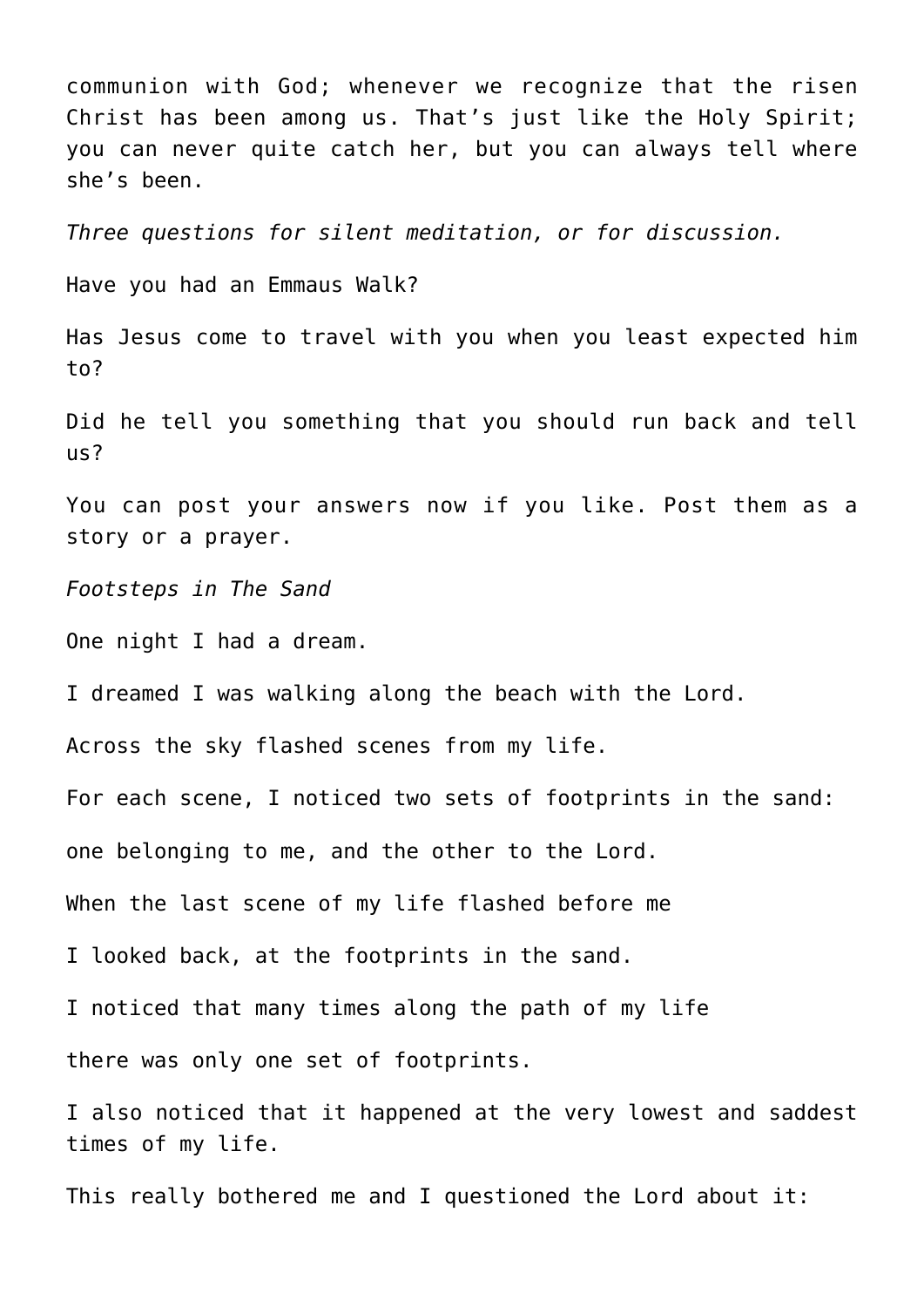communion with God; whenever we recognize that the risen Christ has been among us. That's just like the Holy Spirit; you can never quite catch her, but you can always tell where she's been.

*Three questions for silent meditation, or for discussion.*

Have you had an Emmaus Walk?

Has Jesus come to travel with you when you least expected him to?

Did he tell you something that you should run back and tell us?

You can post your answers now if you like. Post them as a story or a prayer.

*Footsteps in The Sand*

One night I had a dream.

I dreamed I was walking along the beach with the Lord.

Across the sky flashed scenes from my life.

For each scene, I noticed two sets of footprints in the sand:

one belonging to me, and the other to the Lord.

When the last scene of my life flashed before me

I looked back, at the footprints in the sand.

I noticed that many times along the path of my life

there was only one set of footprints.

I also noticed that it happened at the very lowest and saddest times of my life.

This really bothered me and I questioned the Lord about it: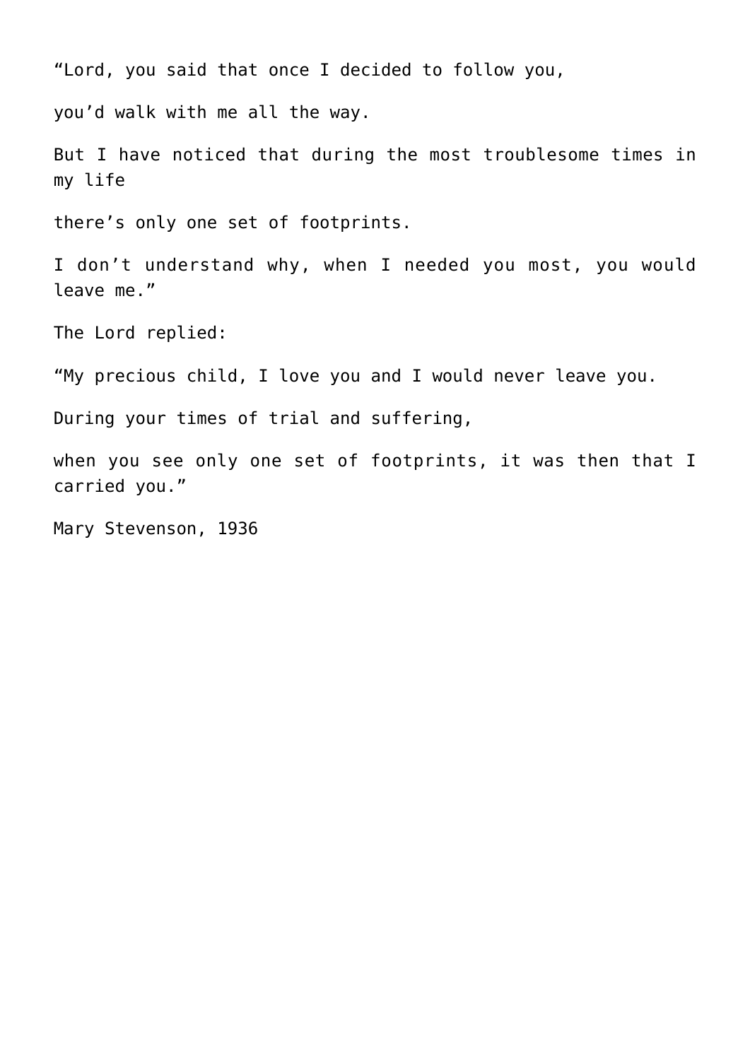“Lord, you said that once I decided to follow you,

you’d walk with me all the way.

But I have noticed that during the most troublesome times in my life

there’s only one set of footprints.

I don’t understand why, when I needed you most, you would leave me.”

The Lord replied:

“My precious child, I love you and I would never leave you.

During your times of trial and suffering,

when you see only one set of footprints, it was then that I carried you.”

Mary Stevenson, 1936